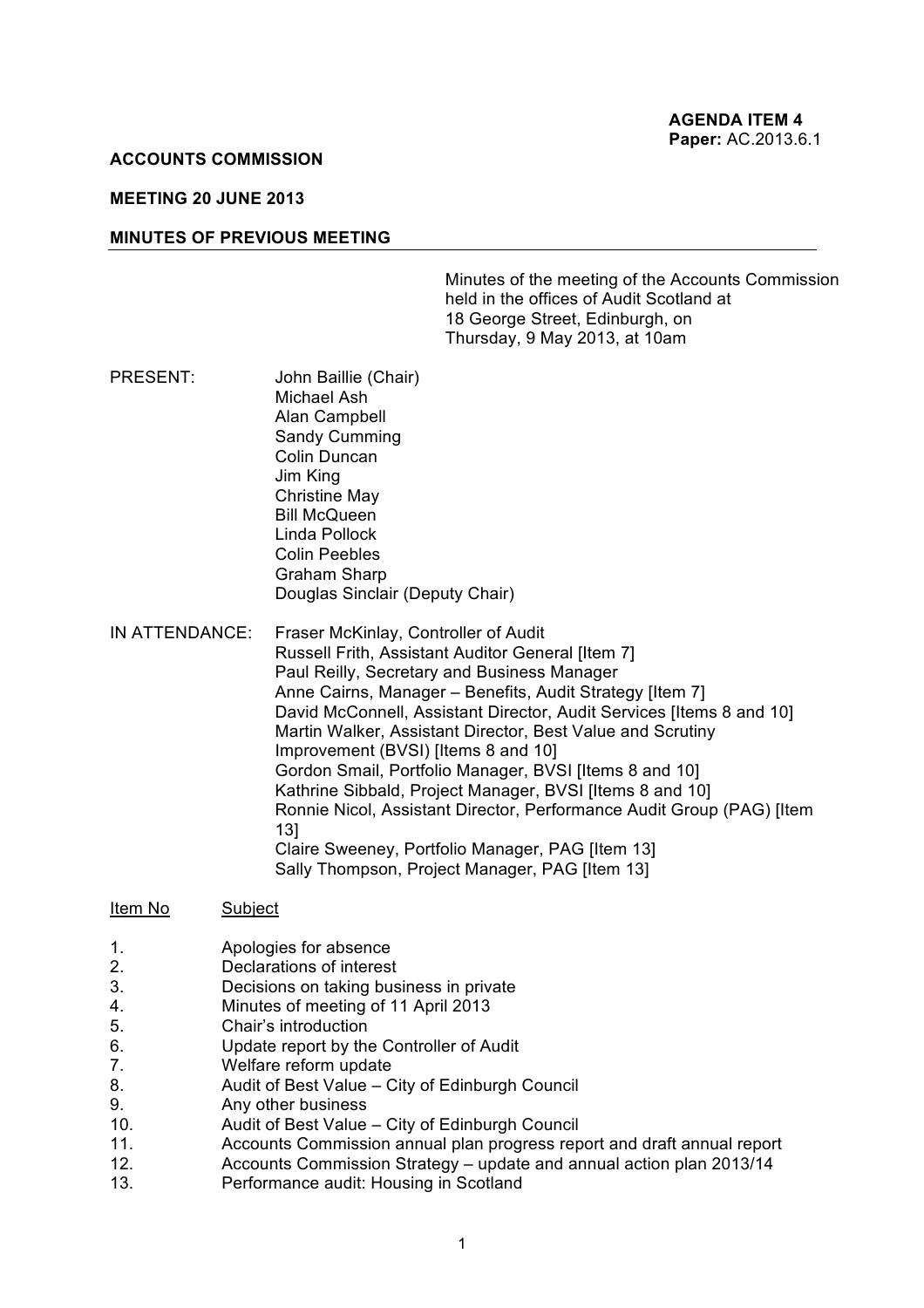**AGENDA ITEM 4**
**Paper:** AC.2013.6.1

**ACCOUNTS COMMISSION**

**MEETING 20 JUNE 2013**

**MINUTES OF PREVIOUS MEETING**

Minutes of the meeting of the Accounts Commission held in the offices of Audit Scotland at 18 George Street, Edinburgh, on Thursday, 9 May 2013, at 10am

PRESENT:
John Baillie (Chair)
Michael Ash
Alan Campbell
Sandy Cumming
Colin Duncan
Jim King
Christine May
Bill McQueen
Linda Pollock
Colin Peebles
Graham Sharp
Douglas Sinclair (Deputy Chair)

IN ATTENDANCE:
Fraser McKinlay, Controller of Audit
Russell Frith, Assistant Auditor General [Item 7]
Paul Reilly, Secretary and Business Manager
Anne Cairns, Manager – Benefits, Audit Strategy [Item 7]
David McConnell, Assistant Director, Audit Services [Items 8 and 10]
Martin Walker, Assistant Director, Best Value and Scrutiny Improvement (BVSI) [Items 8 and 10]
Gordon Smail, Portfolio Manager, BVSI [Items 8 and 10]
Kathrine Sibbald, Project Manager, BVSI [Items 8 and 10]
Ronnie Nicol, Assistant Director, Performance Audit Group (PAG) [Item 13]
Claire Sweeney, Portfolio Manager, PAG [Item 13]
Sally Thompson, Project Manager, PAG [Item 13]

| Item No | Subject |
|---|---|
| 1. | Apologies for absence |
| 2. | Declarations of interest |
| 3. | Decisions on taking business in private |
| 4. | Minutes of meeting of 11 April 2013 |
| 5. | Chair's introduction |
| 6. | Update report by the Controller of Audit |
| 7. | Welfare reform update |
| 8. | Audit of Best Value – City of Edinburgh Council |
| 9. | Any other business |
| 10. | Audit of Best Value – City of Edinburgh Council |
| 11. | Accounts Commission annual plan progress report and draft annual report |
| 12. | Accounts Commission Strategy – update and annual action plan 2013/14 |
| 13. | Performance audit: Housing in Scotland |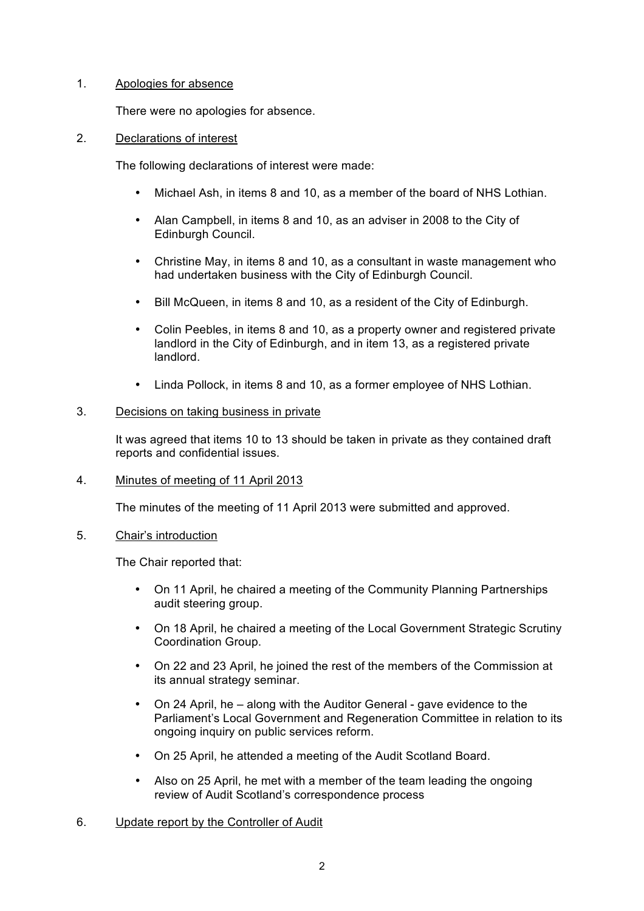1. Apologies for absence

   There were no apologies for absence.

2. Declarations of interest

   The following declarations of interest were made:

   - Michael Ash, in items 8 and 10, as a member of the board of NHS Lothian.
   - Alan Campbell, in items 8 and 10, as an adviser in 2008 to the City of Edinburgh Council.
   - Christine May, in items 8 and 10, as a consultant in waste management who had undertaken business with the City of Edinburgh Council.
   - Bill McQueen, in items 8 and 10, as a resident of the City of Edinburgh.
   - Colin Peebles, in items 8 and 10, as a property owner and registered private landlord in the City of Edinburgh, and in item 13, as a registered private landlord.
   - Linda Pollock, in items 8 and 10, as a former employee of NHS Lothian.

3. Decisions on taking business in private

   It was agreed that items 10 to 13 should be taken in private as they contained draft reports and confidential issues.

4. Minutes of meeting of 11 April 2013

   The minutes of the meeting of 11 April 2013 were submitted and approved.

5. Chair's introduction

   The Chair reported that:

   - On 11 April, he chaired a meeting of the Community Planning Partnerships audit steering group.
   - On 18 April, he chaired a meeting of the Local Government Strategic Scrutiny Coordination Group.
   - On 22 and 23 April, he joined the rest of the members of the Commission at its annual strategy seminar.
   - On 24 April, he – along with the Auditor General - gave evidence to the Parliament's Local Government and Regeneration Committee in relation to its ongoing inquiry on public services reform.
   - On 25 April, he attended a meeting of the Audit Scotland Board.
   - Also on 25 April, he met with a member of the team leading the ongoing review of Audit Scotland's correspondence process

6. Update report by the Controller of Audit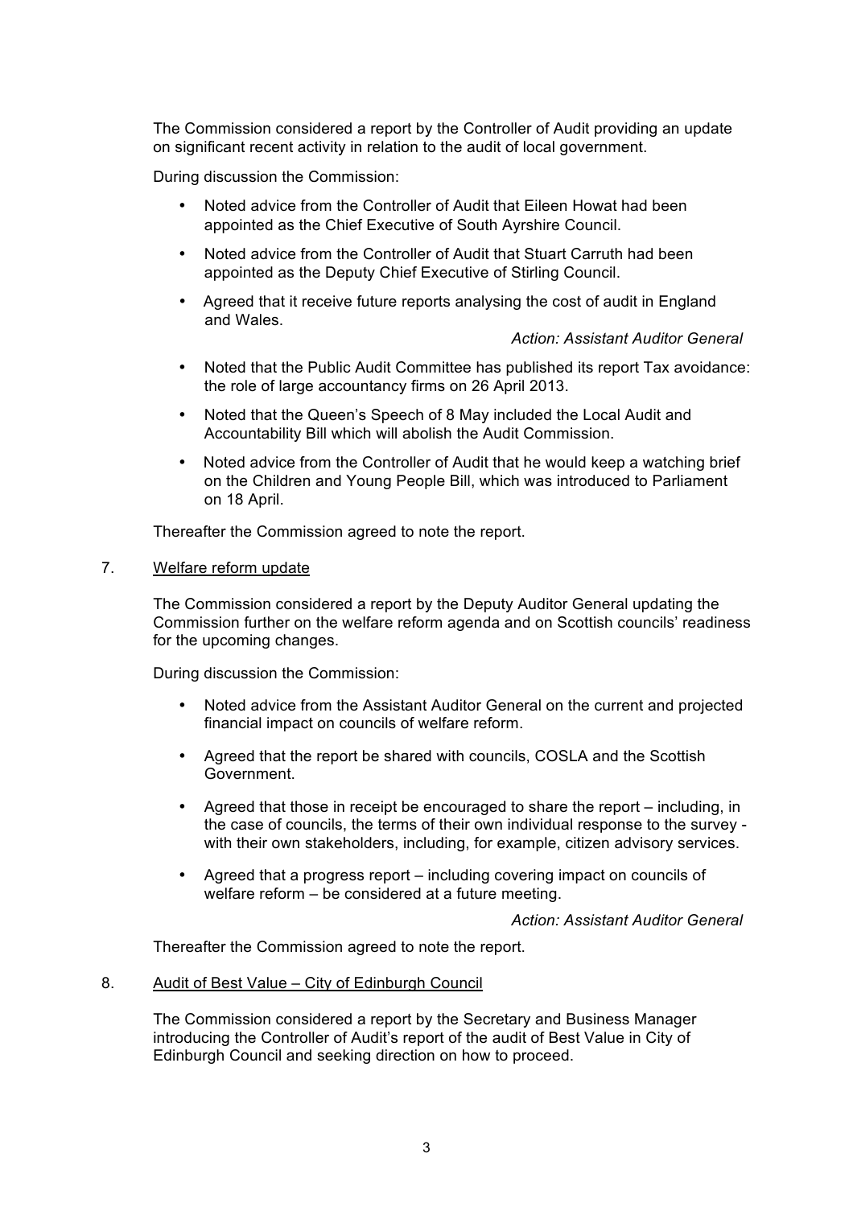The Commission considered a report by the Controller of Audit providing an update on significant recent activity in relation to the audit of local government.

During discussion the Commission:

- Noted advice from the Controller of Audit that Eileen Howat had been appointed as the Chief Executive of South Ayrshire Council.
- Noted advice from the Controller of Audit that Stuart Carruth had been appointed as the Deputy Chief Executive of Stirling Council.
- Agreed that it receive future reports analysing the cost of audit in England and Wales.

  *Action: Assistant Auditor General*

- Noted that the Public Audit Committee has published its report Tax avoidance: the role of large accountancy firms on 26 April 2013.
- Noted that the Queen's Speech of 8 May included the Local Audit and Accountability Bill which will abolish the Audit Commission.
- Noted advice from the Controller of Audit that he would keep a watching brief on the Children and Young People Bill, which was introduced to Parliament on 18 April.

Thereafter the Commission agreed to note the report.

7. Welfare reform update

The Commission considered a report by the Deputy Auditor General updating the Commission further on the welfare reform agenda and on Scottish councils' readiness for the upcoming changes.

During discussion the Commission:

- Noted advice from the Assistant Auditor General on the current and projected financial impact on councils of welfare reform.
- Agreed that the report be shared with councils, COSLA and the Scottish Government.
- Agreed that those in receipt be encouraged to share the report – including, in the case of councils, the terms of their own individual response to the survey - with their own stakeholders, including, for example, citizen advisory services.
- Agreed that a progress report – including covering impact on councils of welfare reform – be considered at a future meeting.

  *Action: Assistant Auditor General*

Thereafter the Commission agreed to note the report.

8. Audit of Best Value – City of Edinburgh Council

The Commission considered a report by the Secretary and Business Manager introducing the Controller of Audit's report of the audit of Best Value in City of Edinburgh Council and seeking direction on how to proceed.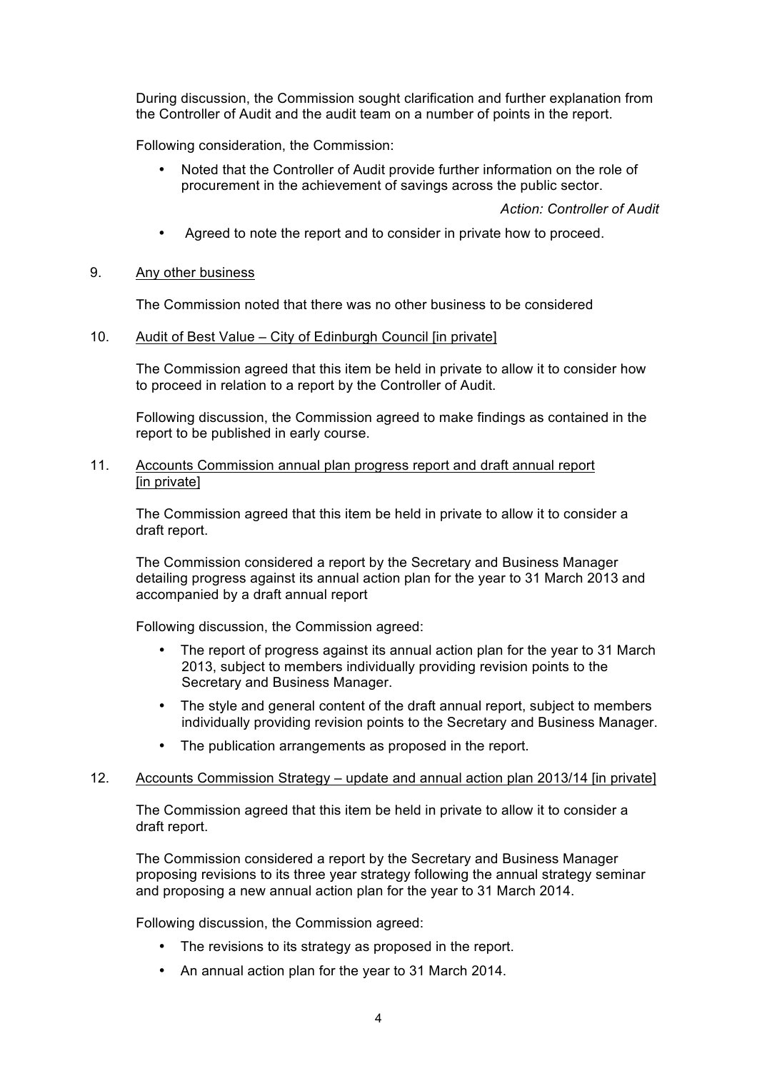During discussion, the Commission sought clarification and further explanation from the Controller of Audit and the audit team on a number of points in the report.

Following consideration, the Commission:

- Noted that the Controller of Audit provide further information on the role of procurement in the achievement of savings across the public sector.

*Action: Controller of Audit*

- Agreed to note the report and to consider in private how to proceed.

9. <u>Any other business</u>

The Commission noted that there was no other business to be considered

10. <u>Audit of Best Value – City of Edinburgh Council [in private]</u>

The Commission agreed that this item be held in private to allow it to consider how to proceed in relation to a report by the Controller of Audit.

Following discussion, the Commission agreed to make findings as contained in the report to be published in early course.

11. <u>Accounts Commission annual plan progress report and draft annual report [in private]</u>

The Commission agreed that this item be held in private to allow it to consider a draft report.

The Commission considered a report by the Secretary and Business Manager detailing progress against its annual action plan for the year to 31 March 2013 and accompanied by a draft annual report

Following discussion, the Commission agreed:

- The report of progress against its annual action plan for the year to 31 March 2013, subject to members individually providing revision points to the Secretary and Business Manager.
- The style and general content of the draft annual report, subject to members individually providing revision points to the Secretary and Business Manager.
- The publication arrangements as proposed in the report.

12. <u>Accounts Commission Strategy – update and annual action plan 2013/14 [in private]</u>

The Commission agreed that this item be held in private to allow it to consider a draft report.

The Commission considered a report by the Secretary and Business Manager proposing revisions to its three year strategy following the annual strategy seminar and proposing a new annual action plan for the year to 31 March 2014.

Following discussion, the Commission agreed:

- The revisions to its strategy as proposed in the report.
- An annual action plan for the year to 31 March 2014.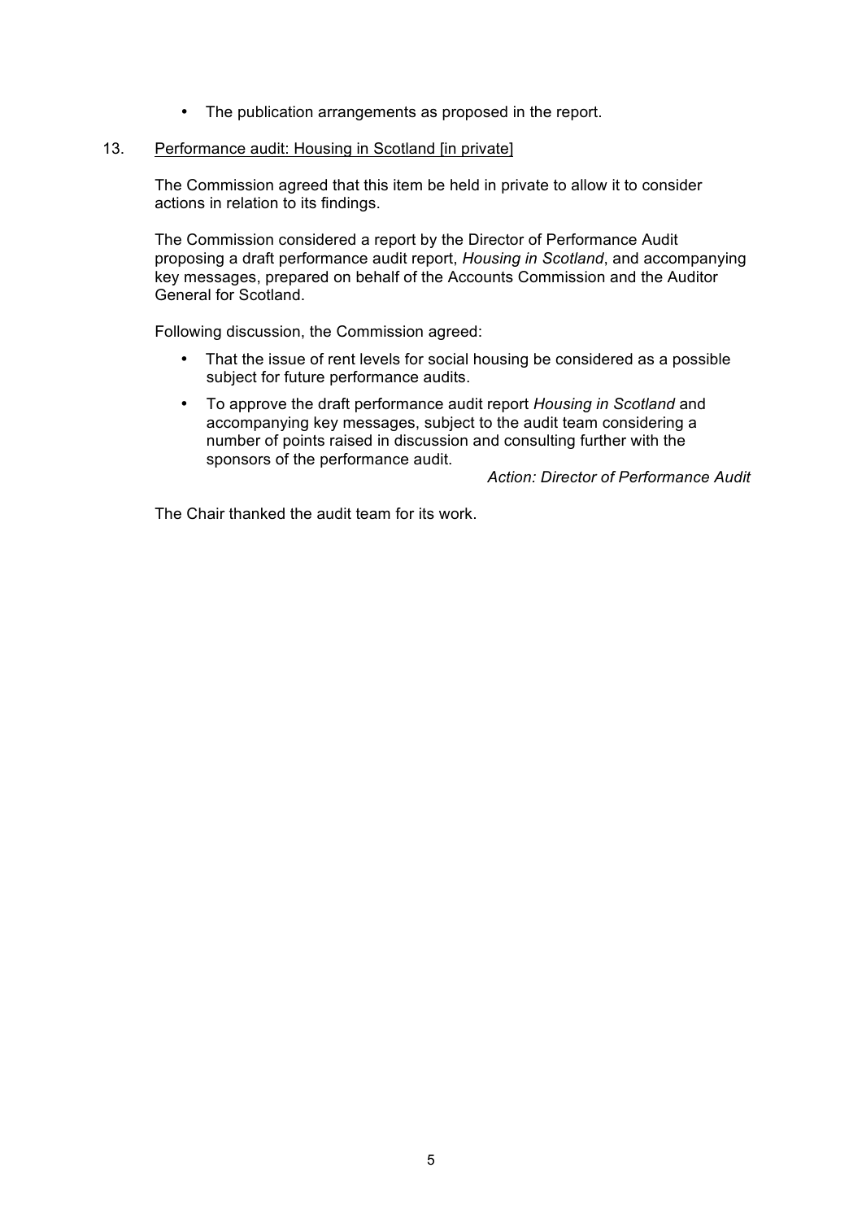- The publication arrangements as proposed in the report.

13. <u>Performance audit: Housing in Scotland [in private]</u>

The Commission agreed that this item be held in private to allow it to consider actions in relation to its findings.

The Commission considered a report by the Director of Performance Audit proposing a draft performance audit report, *Housing in Scotland*, and accompanying key messages, prepared on behalf of the Accounts Commission and the Auditor General for Scotland.

Following discussion, the Commission agreed:

- That the issue of rent levels for social housing be considered as a possible subject for future performance audits.
- To approve the draft performance audit report *Housing in Scotland* and accompanying key messages, subject to the audit team considering a number of points raised in discussion and consulting further with the sponsors of the performance audit.

*Action: Director of Performance Audit*

The Chair thanked the audit team for its work.